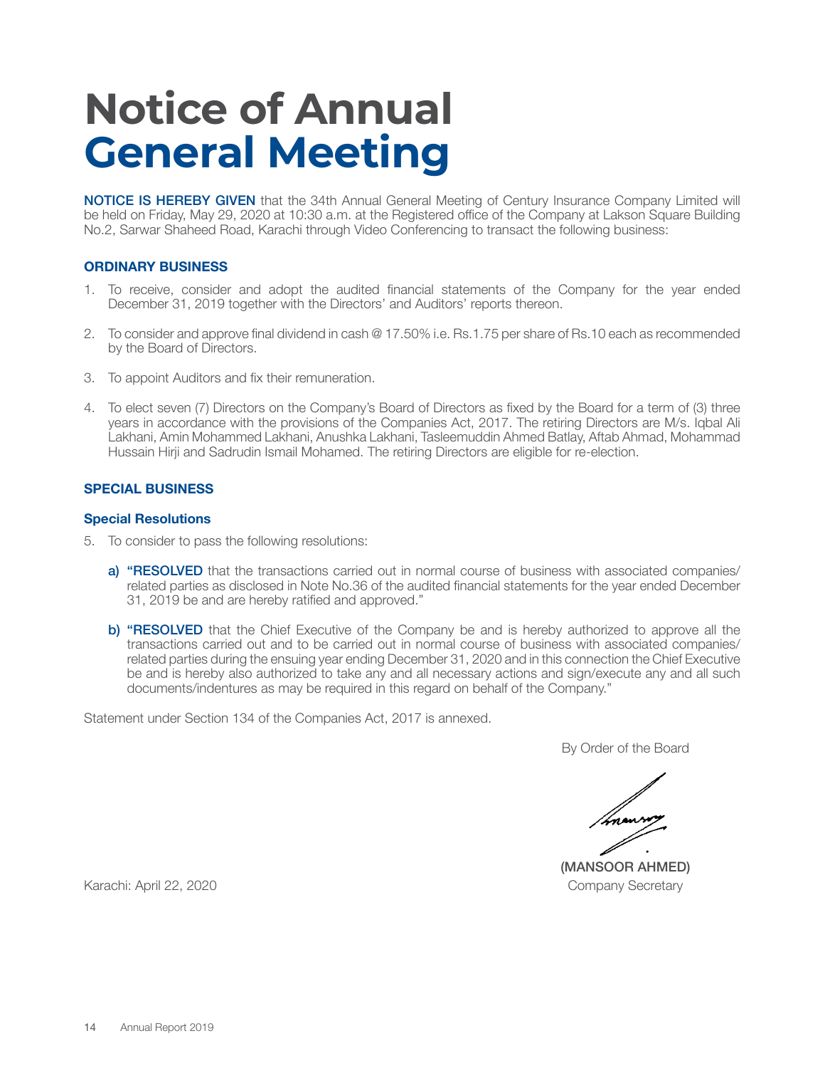# Notice of Annual General Meeting

**NOTICE IS HEREBY GIVEN** that the 34th Annual General Meeting of Century Insurance Company Limited will be held on Friday, May 29, 2020 at 10:30 a.m. at the Registered office of the Company at Lakson Square Building No.2, Sarwar Shaheed Road, Karachi through Video Conferencing to transact the following business:

### ORDINARY BUSINESS

1. To receive, consider and adopt the audited financial statements of the Company for the year ended December 31, 2019 together with the Directors' and Auditors' reports thereon.

2. To consider and approve final dividend in cash @ 17.50% i.e. Rs.1.75 per share of Rs.10 each as recommended by the Board of Directors.

3. To appoint Auditors and fix their remuneration.

4. To elect seven (7) Directors on the Company's Board of Directors as fixed by the Board for a term of (3) three years in accordance with the provisions of the Companies Act, 2017. The retiring Directors are M/s. Iqbal Ali Lakhani, Amin Mohammed Lakhani, Anushka Lakhani, Tasleemuddin Ahmed Batlay, Aftab Ahmad, Mohammad Hussain Hirji and Sadrudin Ismail Mohamed. The retiring Directors are eligible for re-election.

### SPECIAL BUSINESS

#### Special Resolutions

5. To consider to pass the following resolutions:

   **a) "RESOLVED** that the transactions carried out in normal course of business with associated companies/ related parties as disclosed in Note No.36 of the audited financial statements for the year ended December 31, 2019 be and are hereby ratified and approved."

   **b) "RESOLVED** that the Chief Executive of the Company be and is hereby authorized to approve all the transactions carried out and to be carried out in normal course of business with associated companies/ related parties during the ensuing year ending December 31, 2020 and in this connection the Chief Executive be and is hereby also authorized to take any and all necessary actions and sign/execute any and all such documents/indentures as may be required in this regard on behalf of the Company."

Statement under Section 134 of the Companies Act, 2017 is annexed.

By Order of the Board

**(MANSOOR AHMED)**
Company Secretary

Karachi: April 22, 2020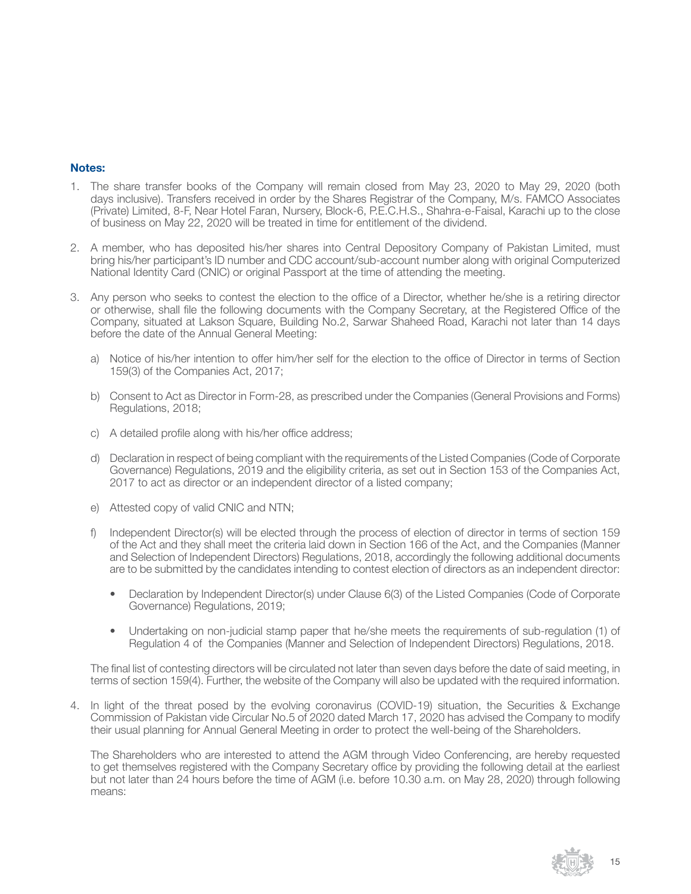**Notes:**

1. The share transfer books of the Company will remain closed from May 23, 2020 to May 29, 2020 (both days inclusive). Transfers received in order by the Shares Registrar of the Company, M/s. FAMCO Associates (Private) Limited, 8-F, Near Hotel Faran, Nursery, Block-6, P.E.C.H.S., Shahra-e-Faisal, Karachi up to the close of business on May 22, 2020 will be treated in time for entitlement of the dividend.

2. A member, who has deposited his/her shares into Central Depository Company of Pakistan Limited, must bring his/her participant's ID number and CDC account/sub-account number along with original Computerized National Identity Card (CNIC) or original Passport at the time of attending the meeting.

3. Any person who seeks to contest the election to the office of a Director, whether he/she is a retiring director or otherwise, shall file the following documents with the Company Secretary, at the Registered Office of the Company, situated at Lakson Square, Building No.2, Sarwar Shaheed Road, Karachi not later than 14 days before the date of the Annual General Meeting:

   a) Notice of his/her intention to offer him/her self for the election to the office of Director in terms of Section 159(3) of the Companies Act, 2017;

   b) Consent to Act as Director in Form-28, as prescribed under the Companies (General Provisions and Forms) Regulations, 2018;

   c) A detailed profile along with his/her office address;

   d) Declaration in respect of being compliant with the requirements of the Listed Companies (Code of Corporate Governance) Regulations, 2019 and the eligibility criteria, as set out in Section 153 of the Companies Act, 2017 to act as director or an independent director of a listed company;

   e) Attested copy of valid CNIC and NTN;

   f) Independent Director(s) will be elected through the process of election of director in terms of section 159 of the Act and they shall meet the criteria laid down in Section 166 of the Act, and the Companies (Manner and Selection of Independent Directors) Regulations, 2018, accordingly the following additional documents are to be submitted by the candidates intending to contest election of directors as an independent director:

      - Declaration by Independent Director(s) under Clause 6(3) of the Listed Companies (Code of Corporate Governance) Regulations, 2019;

      - Undertaking on non-judicial stamp paper that he/she meets the requirements of sub-regulation (1) of Regulation 4 of the Companies (Manner and Selection of Independent Directors) Regulations, 2018.

   The final list of contesting directors will be circulated not later than seven days before the date of said meeting, in terms of section 159(4). Further, the website of the Company will also be updated with the required information.

4. In light of the threat posed by the evolving coronavirus (COVID-19) situation, the Securities & Exchange Commission of Pakistan vide Circular No.5 of 2020 dated March 17, 2020 has advised the Company to modify their usual planning for Annual General Meeting in order to protect the well-being of the Shareholders.

   The Shareholders who are interested to attend the AGM through Video Conferencing, are hereby requested to get themselves registered with the Company Secretary office by providing the following detail at the earliest but not later than 24 hours before the time of AGM (i.e. before 10.30 a.m. on May 28, 2020) through following means: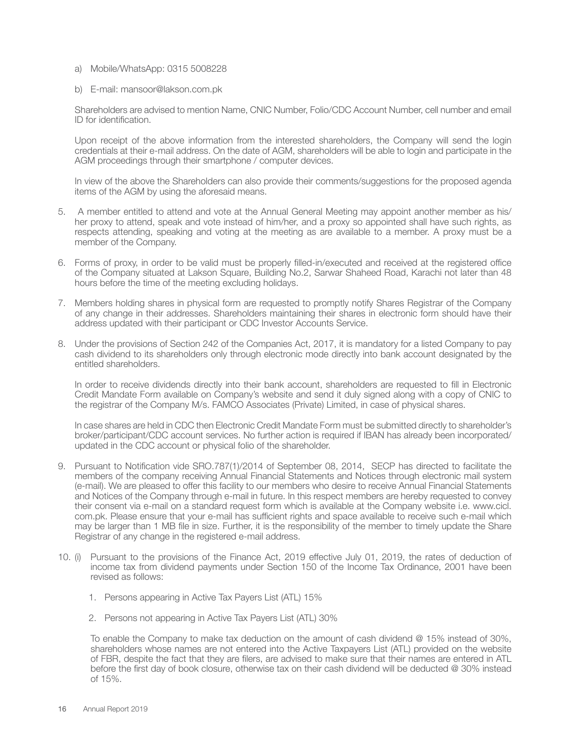a) Mobile/WhatsApp: 0315 5008228

b) E-mail: mansoor@lakson.com.pk

Shareholders are advised to mention Name, CNIC Number, Folio/CDC Account Number, cell number and email ID for identification.

Upon receipt of the above information from the interested shareholders, the Company will send the login credentials at their e-mail address. On the date of AGM, shareholders will be able to login and participate in the AGM proceedings through their smartphone / computer devices.

In view of the above the Shareholders can also provide their comments/suggestions for the proposed agenda items of the AGM by using the aforesaid means.

5. A member entitled to attend and vote at the Annual General Meeting may appoint another member as his/her proxy to attend, speak and vote instead of him/her, and a proxy so appointed shall have such rights, as respects attending, speaking and voting at the meeting as are available to a member. A proxy must be a member of the Company.

6. Forms of proxy, in order to be valid must be properly filled-in/executed and received at the registered office of the Company situated at Lakson Square, Building No.2, Sarwar Shaheed Road, Karachi not later than 48 hours before the time of the meeting excluding holidays.

7. Members holding shares in physical form are requested to promptly notify Shares Registrar of the Company of any change in their addresses. Shareholders maintaining their shares in electronic form should have their address updated with their participant or CDC Investor Accounts Service.

8. Under the provisions of Section 242 of the Companies Act, 2017, it is mandatory for a listed Company to pay cash dividend to its shareholders only through electronic mode directly into bank account designated by the entitled shareholders.

   In order to receive dividends directly into their bank account, shareholders are requested to fill in Electronic Credit Mandate Form available on Company's website and send it duly signed along with a copy of CNIC to the registrar of the Company M/s. FAMCO Associates (Private) Limited, in case of physical shares.

   In case shares are held in CDC then Electronic Credit Mandate Form must be submitted directly to shareholder's broker/participant/CDC account services. No further action is required if IBAN has already been incorporated/updated in the CDC account or physical folio of the shareholder.

9. Pursuant to Notification vide SRO.787(1)/2014 of September 08, 2014, SECP has directed to facilitate the members of the company receiving Annual Financial Statements and Notices through electronic mail system (e-mail). We are pleased to offer this facility to our members who desire to receive Annual Financial Statements and Notices of the Company through e-mail in future. In this respect members are hereby requested to convey their consent via e-mail on a standard request form which is available at the Company website i.e. www.cicl.com.pk. Please ensure that your e-mail has sufficient rights and space available to receive such e-mail which may be larger than 1 MB file in size. Further, it is the responsibility of the member to timely update the Share Registrar of any change in the registered e-mail address.

10. (i) Pursuant to the provisions of the Finance Act, 2019 effective July 01, 2019, the rates of deduction of income tax from dividend payments under Section 150 of the Income Tax Ordinance, 2001 have been revised as follows:

    1. Persons appearing in Active Tax Payers List (ATL) 15%
    2. Persons not appearing in Active Tax Payers List (ATL) 30%

    To enable the Company to make tax deduction on the amount of cash dividend @ 15% instead of 30%, shareholders whose names are not entered into the Active Taxpayers List (ATL) provided on the website of FBR, despite the fact that they are filers, are advised to make sure that their names are entered in ATL before the first day of book closure, otherwise tax on their cash dividend will be deducted @ 30% instead of 15%.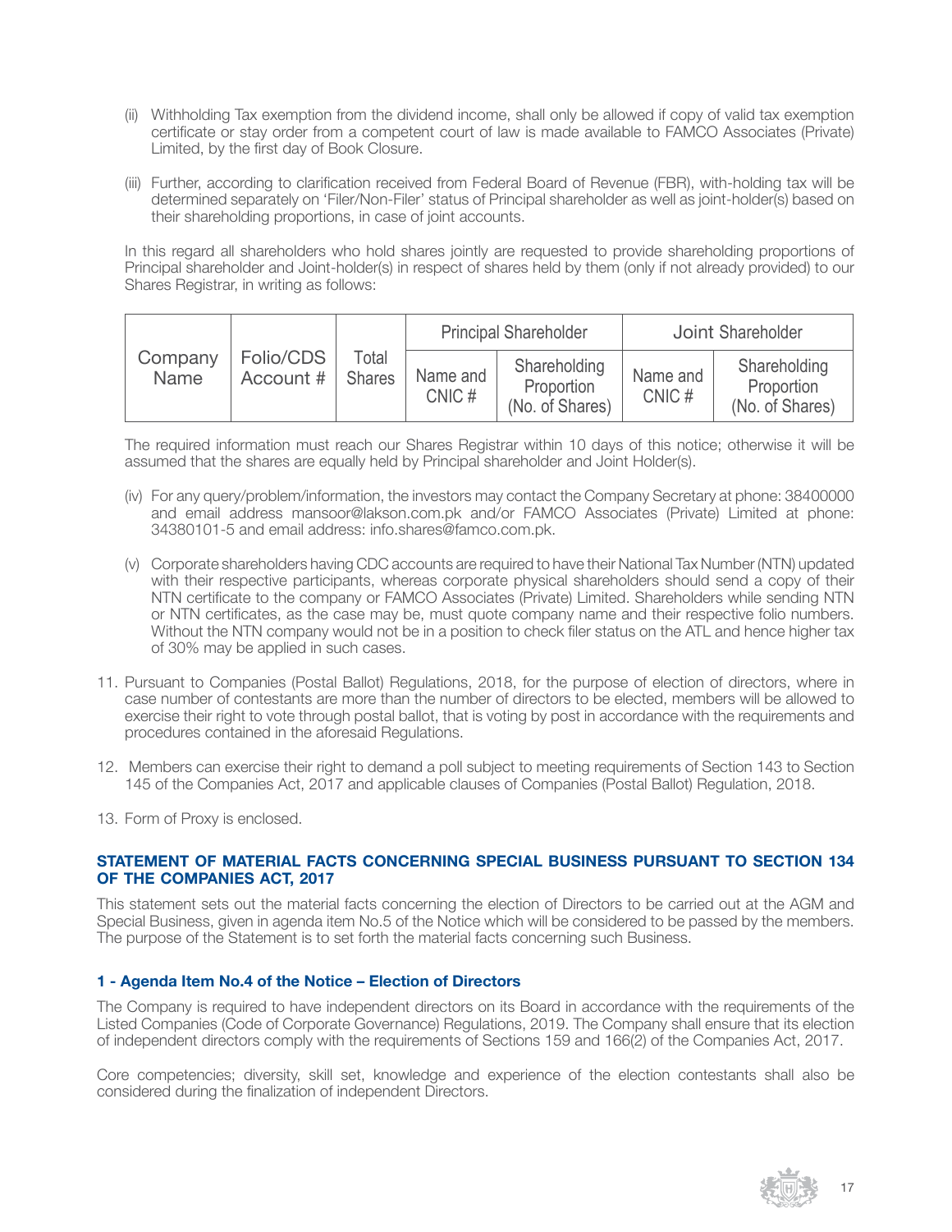(ii) Withholding Tax exemption from the dividend income, shall only be allowed if copy of valid tax exemption certificate or stay order from a competent court of law is made available to FAMCO Associates (Private) Limited, by the first day of Book Closure.

(iii) Further, according to clarification received from Federal Board of Revenue (FBR), with-holding tax will be determined separately on 'Filer/Non-Filer' status of Principal shareholder as well as joint-holder(s) based on their shareholding proportions, in case of joint accounts.

In this regard all shareholders who hold shares jointly are requested to provide shareholding proportions of Principal shareholder and Joint-holder(s) in respect of shares held by them (only if not already provided) to our Shares Registrar, in writing as follows:

| Company Name | Folio/CDS Account # | Total Shares | Principal Shareholder | | Joint Shareholder | |
|---|---|---|---|---|---|---|
| | | | Name and CNIC # | Shareholding Proportion (No. of Shares) | Name and CNIC # | Shareholding Proportion (No. of Shares) |

The required information must reach our Shares Registrar within 10 days of this notice; otherwise it will be assumed that the shares are equally held by Principal shareholder and Joint Holder(s).

(iv) For any query/problem/information, the investors may contact the Company Secretary at phone: 38400000 and email address mansoor@lakson.com.pk and/or FAMCO Associates (Private) Limited at phone: 34380101-5 and email address: info.shares@famco.com.pk.

(v) Corporate shareholders having CDC accounts are required to have their National Tax Number (NTN) updated with their respective participants, whereas corporate physical shareholders should send a copy of their NTN certificate to the company or FAMCO Associates (Private) Limited. Shareholders while sending NTN or NTN certificates, as the case may be, must quote company name and their respective folio numbers. Without the NTN company would not be in a position to check filer status on the ATL and hence higher tax of 30% may be applied in such cases.

11. Pursuant to Companies (Postal Ballot) Regulations, 2018, for the purpose of election of directors, where in case number of contestants are more than the number of directors to be elected, members will be allowed to exercise their right to vote through postal ballot, that is voting by post in accordance with the requirements and procedures contained in the aforesaid Regulations.

12. Members can exercise their right to demand a poll subject to meeting requirements of Section 143 to Section 145 of the Companies Act, 2017 and applicable clauses of Companies (Postal Ballot) Regulation, 2018.

13. Form of Proxy is enclosed.

## STATEMENT OF MATERIAL FACTS CONCERNING SPECIAL BUSINESS PURSUANT TO SECTION 134 OF THE COMPANIES ACT, 2017

This statement sets out the material facts concerning the election of Directors to be carried out at the AGM and Special Business, given in agenda item No.5 of the Notice which will be considered to be passed by the members. The purpose of the Statement is to set forth the material facts concerning such Business.

### 1 - Agenda Item No.4 of the Notice – Election of Directors

The Company is required to have independent directors on its Board in accordance with the requirements of the Listed Companies (Code of Corporate Governance) Regulations, 2019. The Company shall ensure that its election of independent directors comply with the requirements of Sections 159 and 166(2) of the Companies Act, 2017.

Core competencies; diversity, skill set, knowledge and experience of the election contestants shall also be considered during the finalization of independent Directors.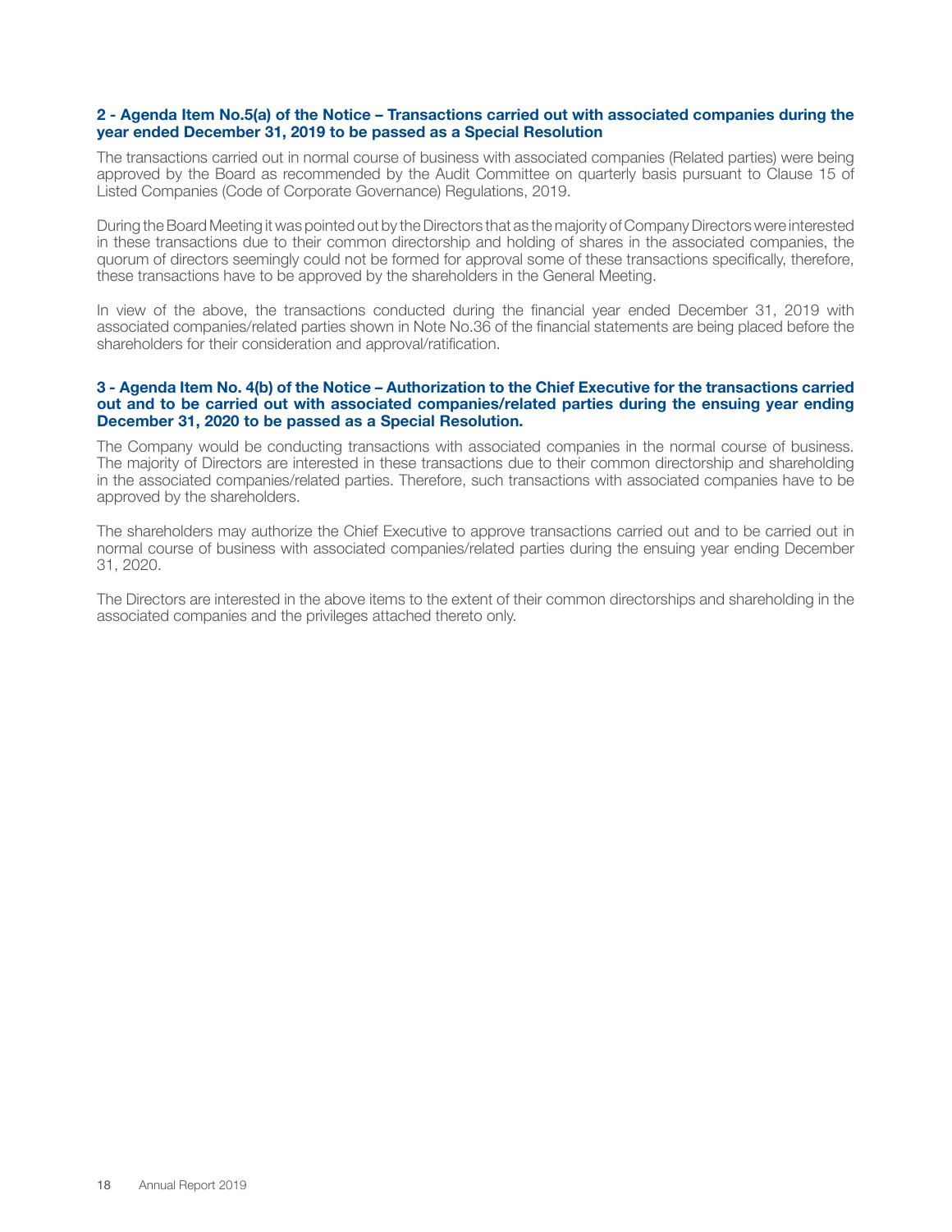### 2 - Agenda Item No.5(a) of the Notice – Transactions carried out with associated companies during the year ended December 31, 2019 to be passed as a Special Resolution

The transactions carried out in normal course of business with associated companies (Related parties) were being approved by the Board as recommended by the Audit Committee on quarterly basis pursuant to Clause 15 of Listed Companies (Code of Corporate Governance) Regulations, 2019.

During the Board Meeting it was pointed out by the Directors that as the majority of Company Directors were interested in these transactions due to their common directorship and holding of shares in the associated companies, the quorum of directors seemingly could not be formed for approval some of these transactions specifically, therefore, these transactions have to be approved by the shareholders in the General Meeting.

In view of the above, the transactions conducted during the financial year ended December 31, 2019 with associated companies/related parties shown in Note No.36 of the financial statements are being placed before the shareholders for their consideration and approval/ratification.

### 3 - Agenda Item No. 4(b) of the Notice – Authorization to the Chief Executive for the transactions carried out and to be carried out with associated companies/related parties during the ensuing year ending December 31, 2020 to be passed as a Special Resolution.

The Company would be conducting transactions with associated companies in the normal course of business. The majority of Directors are interested in these transactions due to their common directorship and shareholding in the associated companies/related parties. Therefore, such transactions with associated companies have to be approved by the shareholders.

The shareholders may authorize the Chief Executive to approve transactions carried out and to be carried out in normal course of business with associated companies/related parties during the ensuing year ending December 31, 2020.

The Directors are interested in the above items to the extent of their common directorships and shareholding in the associated companies and the privileges attached thereto only.